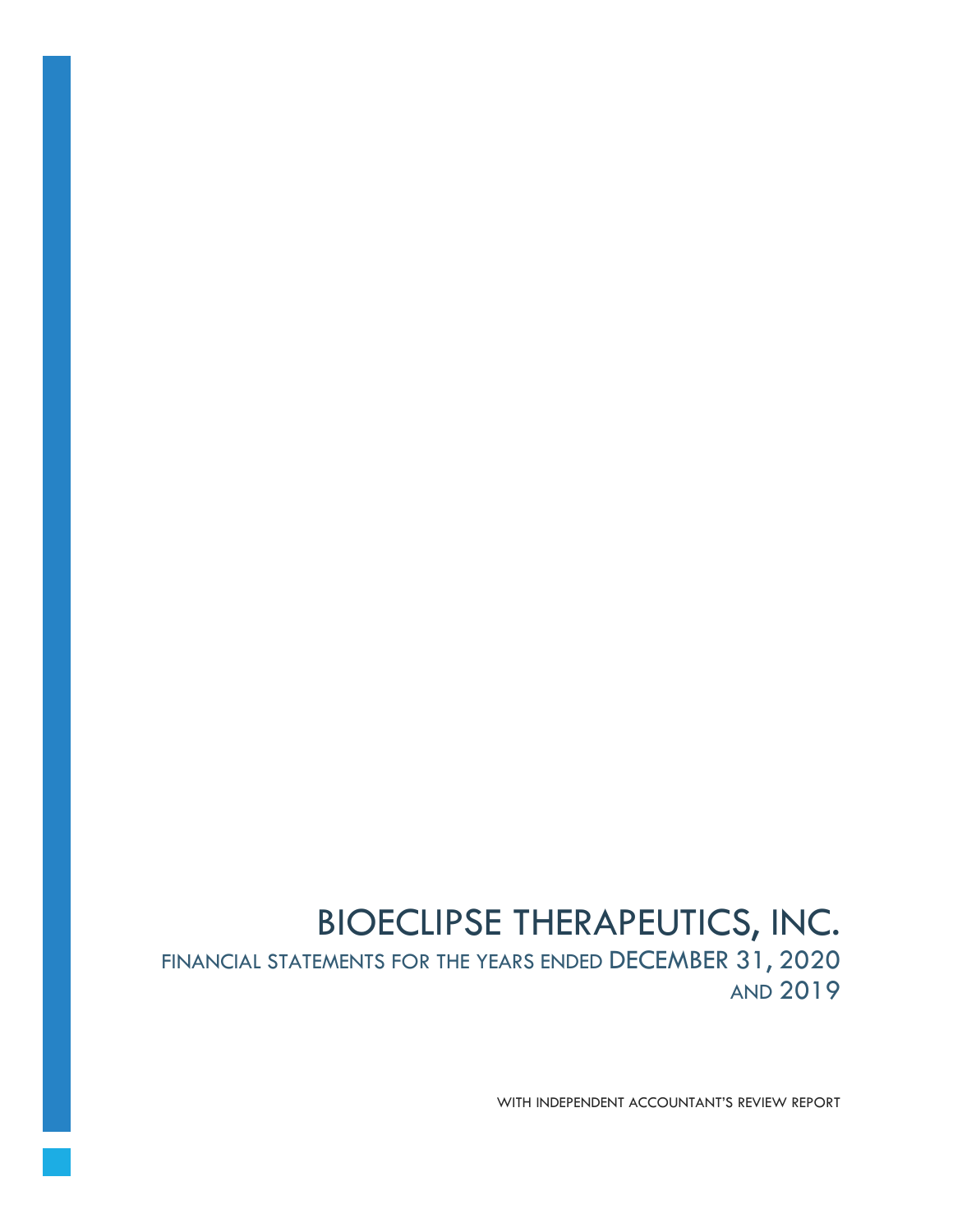# BIOECLIPSE THERAPEUTICS, INC.

## FINANCIAL STATEMENTS FOR THE YEARS ENDED DECEMBER 31, 2020 AND 2019

WITH INDEPENDENT ACCOUNTANT'S REVIEW REPORT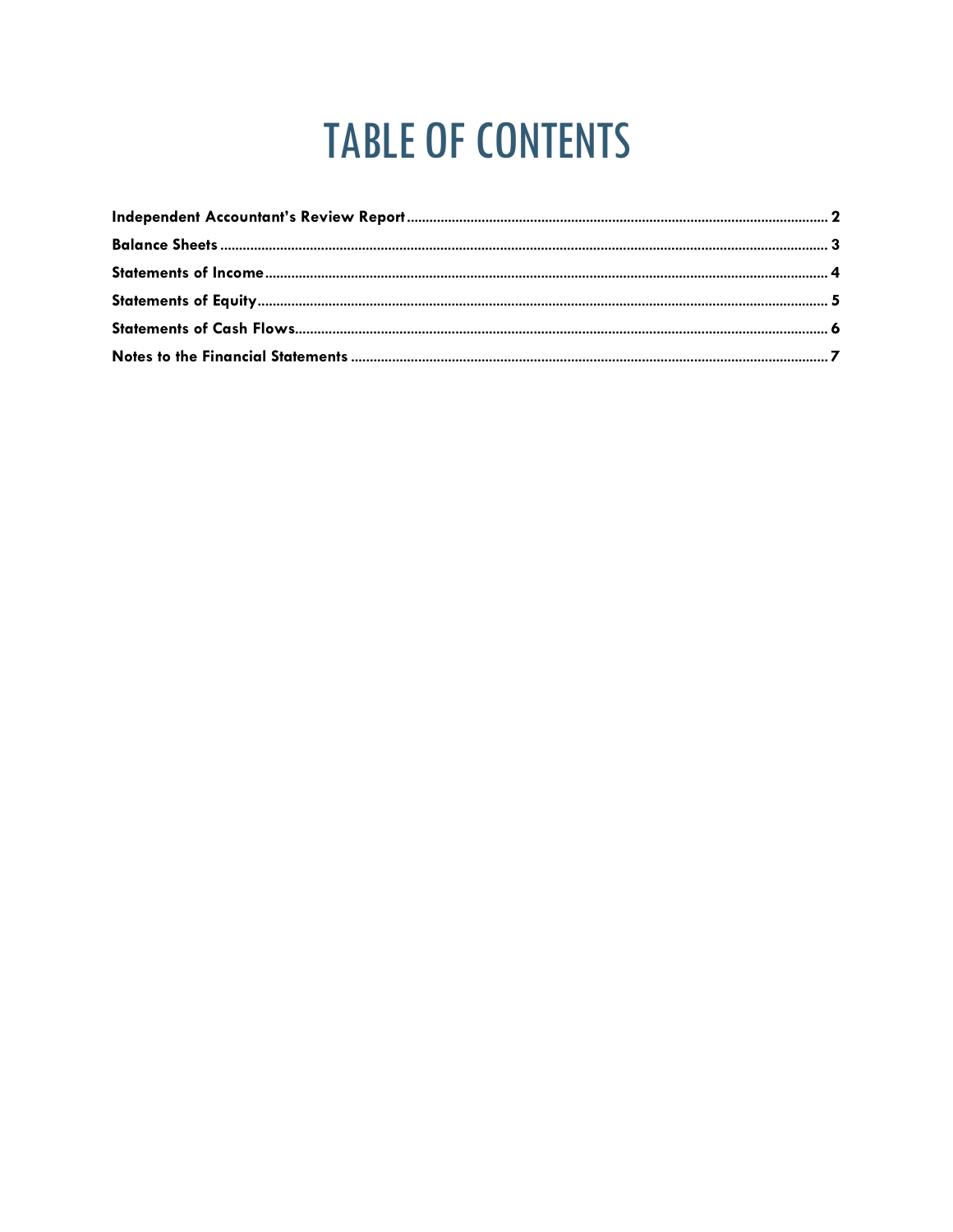# TABLE OF CONTENTS

**Independent Accountant's Review Report** ........................................ 2

**Balance Sheets** ........................................ 3

**Statements of Income** ........................................ 4

**Statements of Equity** ........................................ 5

**Statements of Cash Flows** ........................................ 6

**Notes to the Financial Statements** ........................................ 7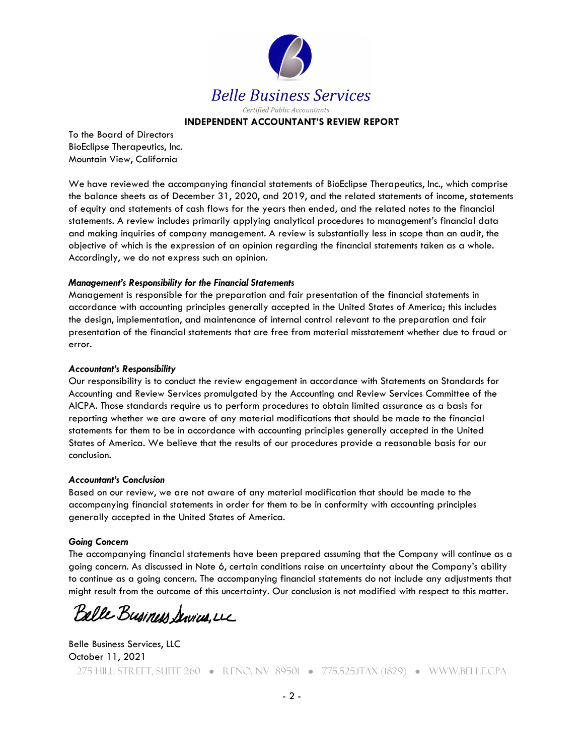# Belle Business Services

*Certified Public Accountants*

## INDEPENDENT ACCOUNTANT'S REVIEW REPORT

To the Board of Directors
BioEclipse Therapeutics, Inc.
Mountain View, California

We have reviewed the accompanying financial statements of BioEclipse Therapeutics, Inc., which comprise the balance sheets as of December 31, 2020, and 2019, and the related statements of income, statements of equity and statements of cash flows for the years then ended, and the related notes to the financial statements. A review includes primarily applying analytical procedures to management's financial data and making inquiries of company management. A review is substantially less in scope than an audit, the objective of which is the expression of an opinion regarding the financial statements taken as a whole. Accordingly, we do not express such an opinion.

***Management's Responsibility for the Financial Statements***

Management is responsible for the preparation and fair presentation of the financial statements in accordance with accounting principles generally accepted in the United States of America; this includes the design, implementation, and maintenance of internal control relevant to the preparation and fair presentation of the financial statements that are free from material misstatement whether due to fraud or error.

***Accountant's Responsibility***

Our responsibility is to conduct the review engagement in accordance with Statements on Standards for Accounting and Review Services promulgated by the Accounting and Review Services Committee of the AICPA. Those standards require us to perform procedures to obtain limited assurance as a basis for reporting whether we are aware of any material modifications that should be made to the financial statements for them to be in accordance with accounting principles generally accepted in the United States of America. We believe that the results of our procedures provide a reasonable basis for our conclusion.

***Accountant's Conclusion***

Based on our review, we are not aware of any material modification that should be made to the accompanying financial statements in order for them to be in conformity with accounting principles generally accepted in the United States of America.

***Going Concern***

The accompanying financial statements have been prepared assuming that the Company will continue as a going concern. As discussed in Note 6, certain conditions raise an uncertainty about the Company's ability to continue as a going concern. The accompanying financial statements do not include any adjustments that might result from the outcome of this uncertainty. Our conclusion is not modified with respect to this matter.

*Belle Business Services, LLC*

Belle Business Services, LLC
October 11, 2021

275 HILL STREET, SUITE 260 • RENO, NV 89501 • 775.525.1TAX (1829) • WWW.BELLE.CPA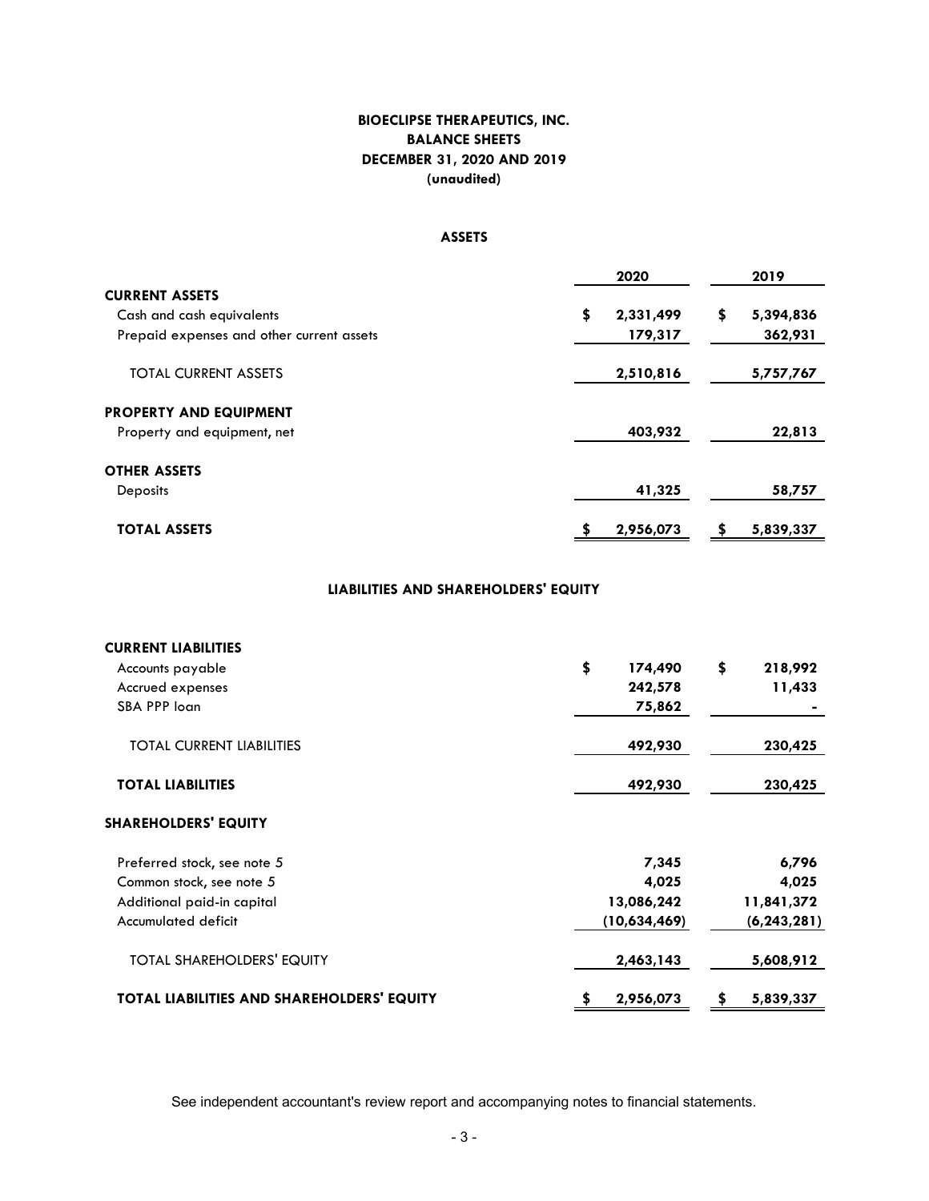**BIOECLIPSE THERAPEUTICS, INC.**
**BALANCE SHEETS**
**DECEMBER 31, 2020 AND 2019**
**(unaudited)**

**ASSETS**

| | 2020 | 2019 |
|---|---|---|
| **CURRENT ASSETS** | | |
| Cash and cash equivalents | $ 2,331,499 | $ 5,394,836 |
| Prepaid expenses and other current assets | 179,317 | 362,931 |
| TOTAL CURRENT ASSETS | 2,510,816 | 5,757,767 |
| **PROPERTY AND EQUIPMENT** | | |
| Property and equipment, net | 403,932 | 22,813 |
| **OTHER ASSETS** | | |
| Deposits | 41,325 | 58,757 |
| **TOTAL ASSETS** | $ 2,956,073 | $ 5,839,337 |

**LIABILITIES AND SHAREHOLDERS' EQUITY**

| | 2020 | 2019 |
|---|---|---|
| **CURRENT LIABILITIES** | | |
| Accounts payable | $ 174,490 | $ 218,992 |
| Accrued expenses | 242,578 | 11,433 |
| SBA PPP loan | 75,862 | - |
| TOTAL CURRENT LIABILITIES | 492,930 | 230,425 |
| **TOTAL LIABILITIES** | 492,930 | 230,425 |
| **SHAREHOLDERS' EQUITY** | | |
| Preferred stock, see note 5 | 7,345 | 6,796 |
| Common stock, see note 5 | 4,025 | 4,025 |
| Additional paid-in capital | 13,086,242 | 11,841,372 |
| Accumulated deficit | (10,634,469) | (6,243,281) |
| TOTAL SHAREHOLDERS' EQUITY | 2,463,143 | 5,608,912 |
| **TOTAL LIABILITIES AND SHAREHOLDERS' EQUITY** | $ 2,956,073 | $ 5,839,337 |

See independent accountant's review report and accompanying notes to financial statements.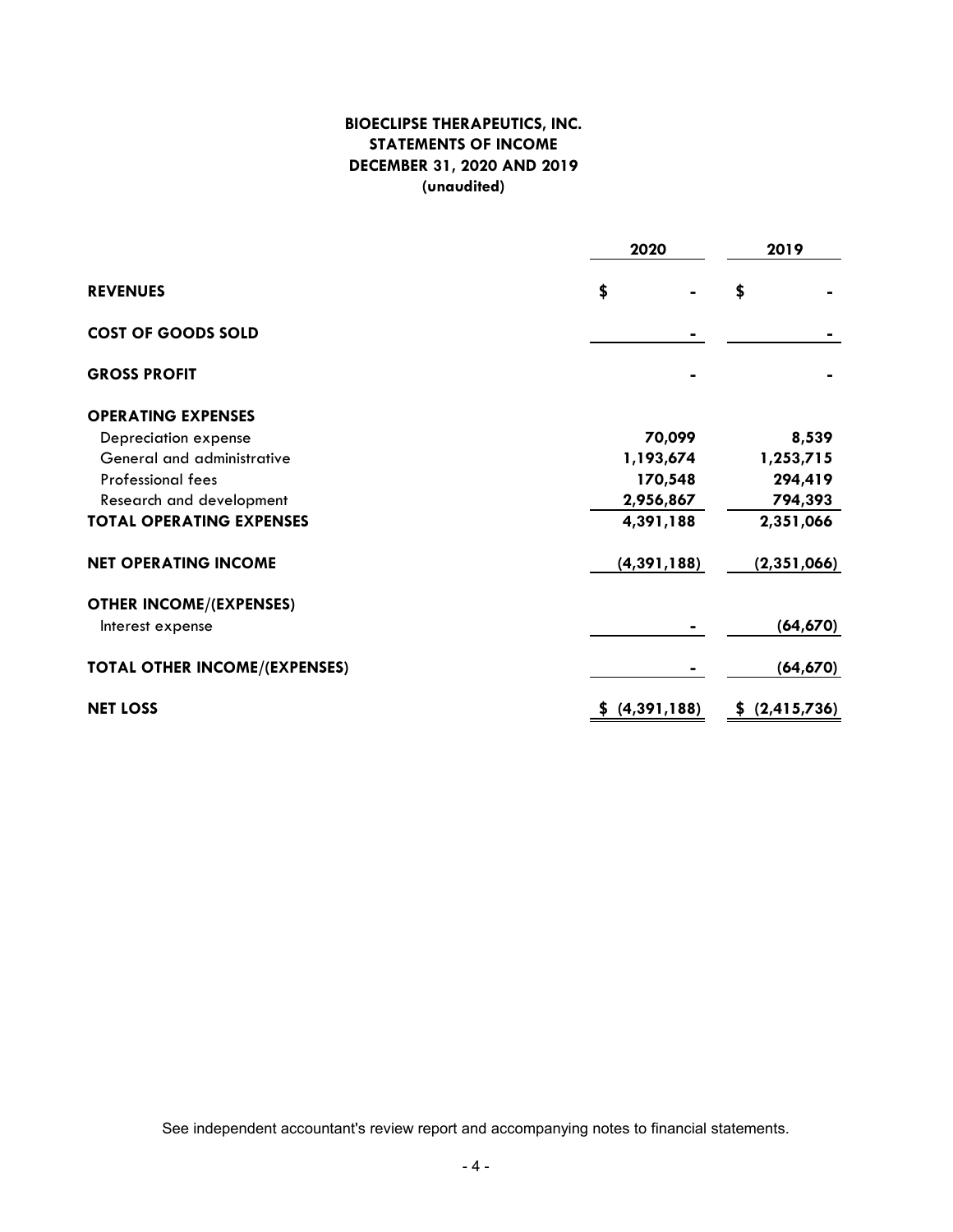**BIOECLIPSE THERAPEUTICS, INC.**
**STATEMENTS OF INCOME**
**DECEMBER 31, 2020 AND 2019**
**(unaudited)**

| | 2020 | 2019 |
|---|---|---|
| **REVENUES** | $ - | $ - |
| **COST OF GOODS SOLD** | - | - |
| **GROSS PROFIT** | - | - |
| **OPERATING EXPENSES** | | |
| Depreciation expense | 70,099 | 8,539 |
| General and administrative | 1,193,674 | 1,253,715 |
| Professional fees | 170,548 | 294,419 |
| Research and development | 2,956,867 | 794,393 |
| **TOTAL OPERATING EXPENSES** | 4,391,188 | 2,351,066 |
| **NET OPERATING INCOME** | (4,391,188) | (2,351,066) |
| **OTHER INCOME/(EXPENSES)** | | |
| Interest expense | - | (64,670) |
| **TOTAL OTHER INCOME/(EXPENSES)** | - | (64,670) |
| **NET LOSS** | $ (4,391,188) | $ (2,415,736) |

See independent accountant's review report and accompanying notes to financial statements.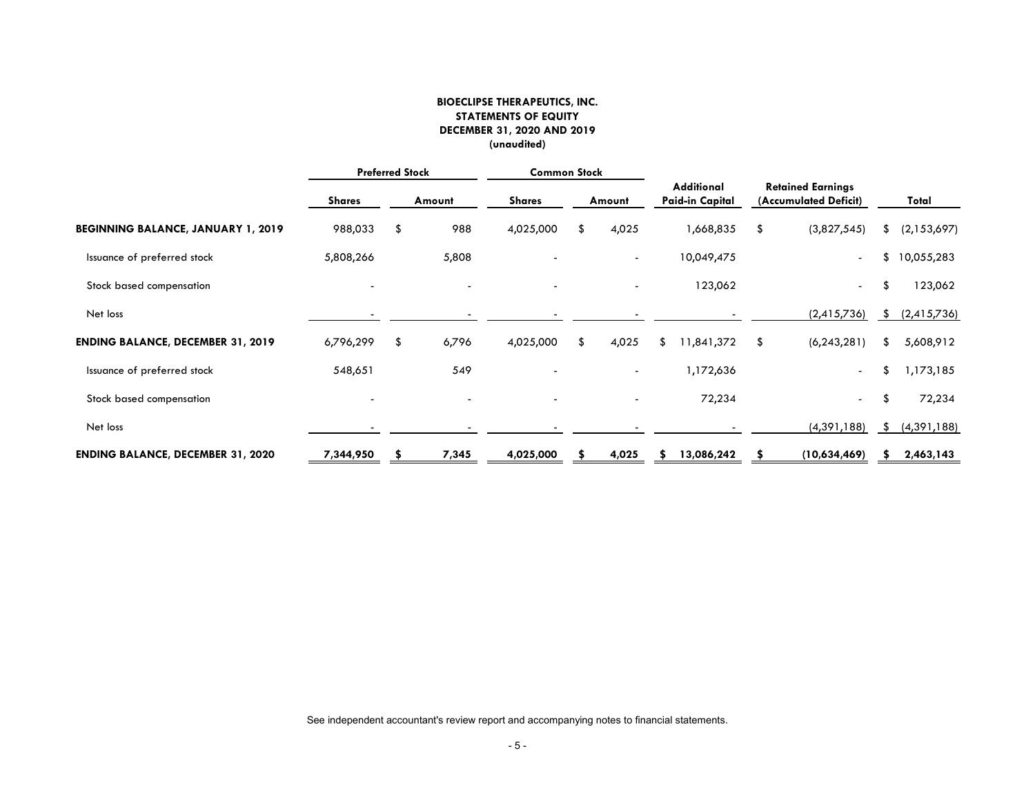**BIOECLIPSE THERAPEUTICS, INC.**
**STATEMENTS OF EQUITY**
**DECEMBER 31, 2020 AND 2019**
**(unaudited)**

| | Preferred Stock | | Common Stock | | Additional Paid-in Capital | Retained Earnings (Accumulated Deficit) | Total |
|---|---|---|---|---|---|---|---|
| | Shares | Amount | Shares | Amount | | | |
| **BEGINNING BALANCE, JANUARY 1, 2019** | 988,033 | $ 988 | 4,025,000 | $ 4,025 | 1,668,835 | $ (3,827,545) | $ (2,153,697) |
| Issuance of preferred stock | 5,808,266 | 5,808 | - | - | 10,049,475 | - | $ 10,055,283 |
| Stock based compensation | - | - | - | - | 123,062 | - | $ 123,062 |
| Net loss | - | - | - | - | - | (2,415,736) | $ (2,415,736) |
| **ENDING BALANCE, DECEMBER 31, 2019** | 6,796,299 | $ 6,796 | 4,025,000 | $ 4,025 | $ 11,841,372 | $ (6,243,281) | $ 5,608,912 |
| Issuance of preferred stock | 548,651 | 549 | - | - | 1,172,636 | - | $ 1,173,185 |
| Stock based compensation | - | - | - | - | 72,234 | - | $ 72,234 |
| Net loss | - | - | - | - | - | (4,391,188) | $ (4,391,188) |
| **ENDING BALANCE, DECEMBER 31, 2020** | **7,344,950** | **$ 7,345** | **4,025,000** | **$ 4,025** | **$ 13,086,242** | **$ (10,634,469)** | **$ 2,463,143** |

See independent accountant's review report and accompanying notes to financial statements.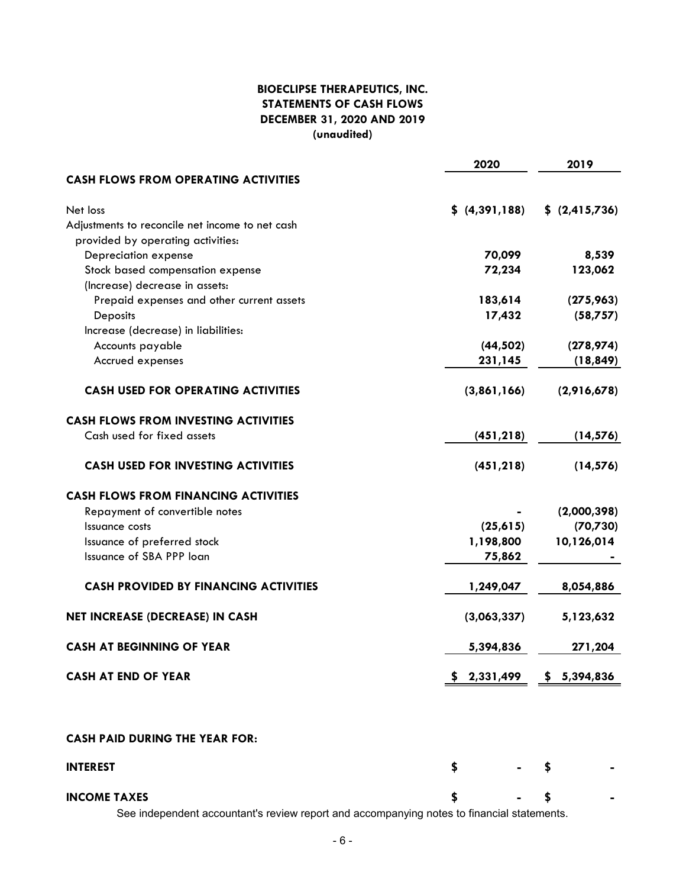**BIOECLIPSE THERAPEUTICS, INC.**
**STATEMENTS OF CASH FLOWS**
**DECEMBER 31, 2020 AND 2019**
**(unaudited)**

| | 2020 | 2019 |
|---|---|---|
| **CASH FLOWS FROM OPERATING ACTIVITIES** | | |
| Net loss | $ (4,391,188) | $ (2,415,736) |
| Adjustments to reconcile net income to net cash provided by operating activities: | | |
| Depreciation expense | 70,099 | 8,539 |
| Stock based compensation expense | 72,234 | 123,062 |
| (Increase) decrease in assets: | | |
| Prepaid expenses and other current assets | 183,614 | (275,963) |
| Deposits | 17,432 | (58,757) |
| Increase (decrease) in liabilities: | | |
| Accounts payable | (44,502) | (278,974) |
| Accrued expenses | 231,145 | (18,849) |
| **CASH USED FOR OPERATING ACTIVITIES** | (3,861,166) | (2,916,678) |
| **CASH FLOWS FROM INVESTING ACTIVITIES** | | |
| Cash used for fixed assets | (451,218) | (14,576) |
| **CASH USED FOR INVESTING ACTIVITIES** | (451,218) | (14,576) |
| **CASH FLOWS FROM FINANCING ACTIVITIES** | | |
| Repayment of convertible notes | - | (2,000,398) |
| Issuance costs | (25,615) | (70,730) |
| Issuance of preferred stock | 1,198,800 | 10,126,014 |
| Issuance of SBA PPP loan | 75,862 | - |
| **CASH PROVIDED BY FINANCING ACTIVITIES** | 1,249,047 | 8,054,886 |
| **NET INCREASE (DECREASE) IN CASH** | (3,063,337) | 5,123,632 |
| **CASH AT BEGINNING OF YEAR** | 5,394,836 | 271,204 |
| **CASH AT END OF YEAR** | $ 2,331,499 | $ 5,394,836 |

**CASH PAID DURING THE YEAR FOR:**

| | | |
|---|---|---|
| **INTEREST** | $ - | $ - |
| **INCOME TAXES** | $ - | $ - |

See independent accountant's review report and accompanying notes to financial statements.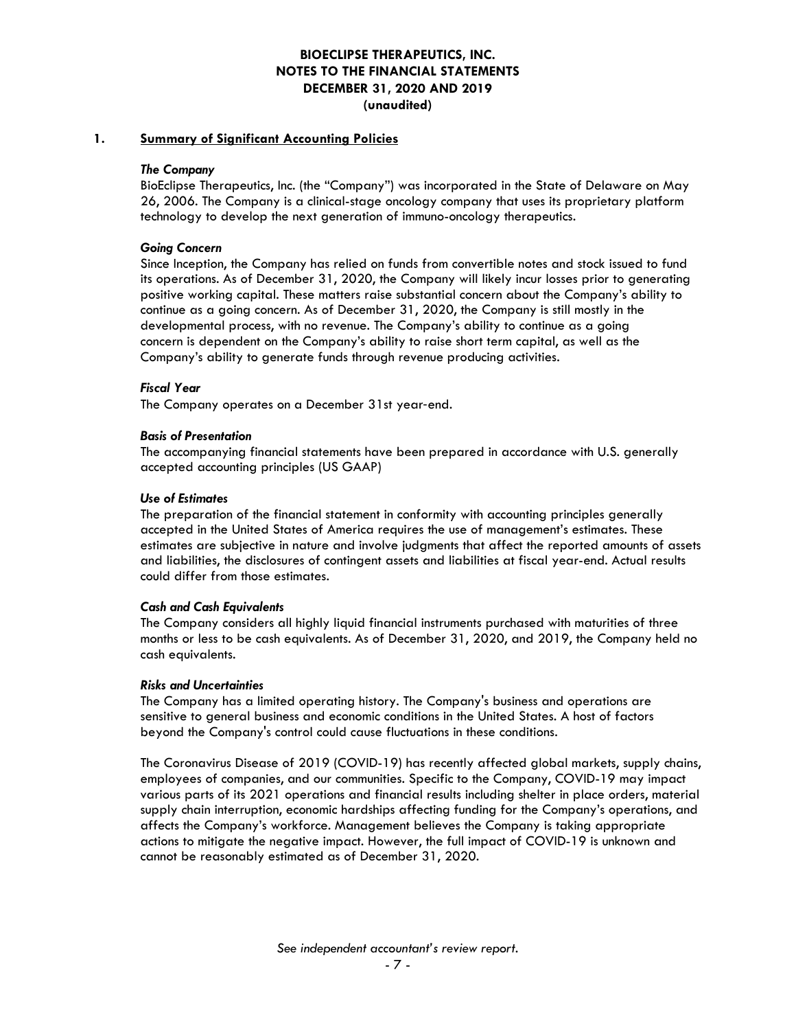**BIOECLIPSE THERAPEUTICS, INC.**
**NOTES TO THE FINANCIAL STATEMENTS**
**DECEMBER 31, 2020 AND 2019**
**(unaudited)**

## 1. Summary of Significant Accounting Policies

### *The Company*

BioEclipse Therapeutics, Inc. (the "Company") was incorporated in the State of Delaware on May 26, 2006. The Company is a clinical-stage oncology company that uses its proprietary platform technology to develop the next generation of immuno-oncology therapeutics.

### *Going Concern*

Since Inception, the Company has relied on funds from convertible notes and stock issued to fund its operations. As of December 31, 2020, the Company will likely incur losses prior to generating positive working capital. These matters raise substantial concern about the Company's ability to continue as a going concern. As of December 31, 2020, the Company is still mostly in the developmental process, with no revenue. The Company's ability to continue as a going concern is dependent on the Company's ability to raise short term capital, as well as the Company's ability to generate funds through revenue producing activities.

### *Fiscal Year*

The Company operates on a December 31st year-end.

### *Basis of Presentation*

The accompanying financial statements have been prepared in accordance with U.S. generally accepted accounting principles (US GAAP)

### *Use of Estimates*

The preparation of the financial statement in conformity with accounting principles generally accepted in the United States of America requires the use of management's estimates. These estimates are subjective in nature and involve judgments that affect the reported amounts of assets and liabilities, the disclosures of contingent assets and liabilities at fiscal year-end. Actual results could differ from those estimates.

### *Cash and Cash Equivalents*

The Company considers all highly liquid financial instruments purchased with maturities of three months or less to be cash equivalents. As of December 31, 2020, and 2019, the Company held no cash equivalents.

### *Risks and Uncertainties*

The Company has a limited operating history. The Company's business and operations are sensitive to general business and economic conditions in the United States. A host of factors beyond the Company's control could cause fluctuations in these conditions.

The Coronavirus Disease of 2019 (COVID-19) has recently affected global markets, supply chains, employees of companies, and our communities. Specific to the Company, COVID-19 may impact various parts of its 2021 operations and financial results including shelter in place orders, material supply chain interruption, economic hardships affecting funding for the Company's operations, and affects the Company's workforce. Management believes the Company is taking appropriate actions to mitigate the negative impact. However, the full impact of COVID-19 is unknown and cannot be reasonably estimated as of December 31, 2020.

*See independent accountant's review report.*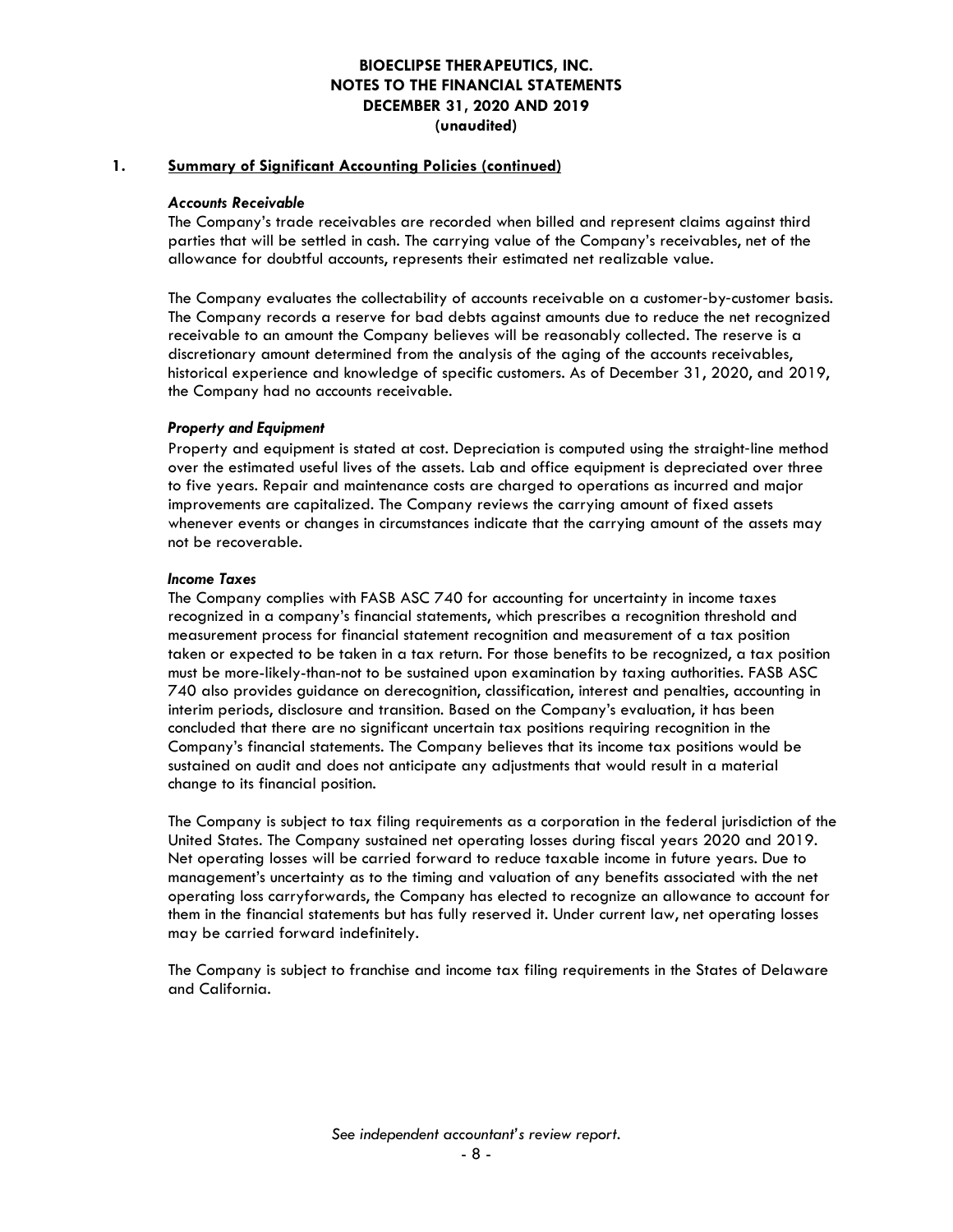**BIOECLIPSE THERAPEUTICS, INC.**
**NOTES TO THE FINANCIAL STATEMENTS**
**DECEMBER 31, 2020 AND 2019**
**(unaudited)**

## 1. Summary of Significant Accounting Policies (continued)

***Accounts Receivable***

The Company's trade receivables are recorded when billed and represent claims against third parties that will be settled in cash. The carrying value of the Company's receivables, net of the allowance for doubtful accounts, represents their estimated net realizable value.

The Company evaluates the collectability of accounts receivable on a customer-by-customer basis. The Company records a reserve for bad debts against amounts due to reduce the net recognized receivable to an amount the Company believes will be reasonably collected. The reserve is a discretionary amount determined from the analysis of the aging of the accounts receivables, historical experience and knowledge of specific customers. As of December 31, 2020, and 2019, the Company had no accounts receivable.

***Property and Equipment***

Property and equipment is stated at cost. Depreciation is computed using the straight-line method over the estimated useful lives of the assets. Lab and office equipment is depreciated over three to five years. Repair and maintenance costs are charged to operations as incurred and major improvements are capitalized. The Company reviews the carrying amount of fixed assets whenever events or changes in circumstances indicate that the carrying amount of the assets may not be recoverable.

***Income Taxes***

The Company complies with FASB ASC 740 for accounting for uncertainty in income taxes recognized in a company's financial statements, which prescribes a recognition threshold and measurement process for financial statement recognition and measurement of a tax position taken or expected to be taken in a tax return. For those benefits to be recognized, a tax position must be more-likely-than-not to be sustained upon examination by taxing authorities. FASB ASC 740 also provides guidance on derecognition, classification, interest and penalties, accounting in interim periods, disclosure and transition. Based on the Company's evaluation, it has been concluded that there are no significant uncertain tax positions requiring recognition in the Company's financial statements. The Company believes that its income tax positions would be sustained on audit and does not anticipate any adjustments that would result in a material change to its financial position.

The Company is subject to tax filing requirements as a corporation in the federal jurisdiction of the United States. The Company sustained net operating losses during fiscal years 2020 and 2019. Net operating losses will be carried forward to reduce taxable income in future years. Due to management's uncertainty as to the timing and valuation of any benefits associated with the net operating loss carryforwards, the Company has elected to recognize an allowance to account for them in the financial statements but has fully reserved it. Under current law, net operating losses may be carried forward indefinitely.

The Company is subject to franchise and income tax filing requirements in the States of Delaware and California.

*See independent accountant's review report.*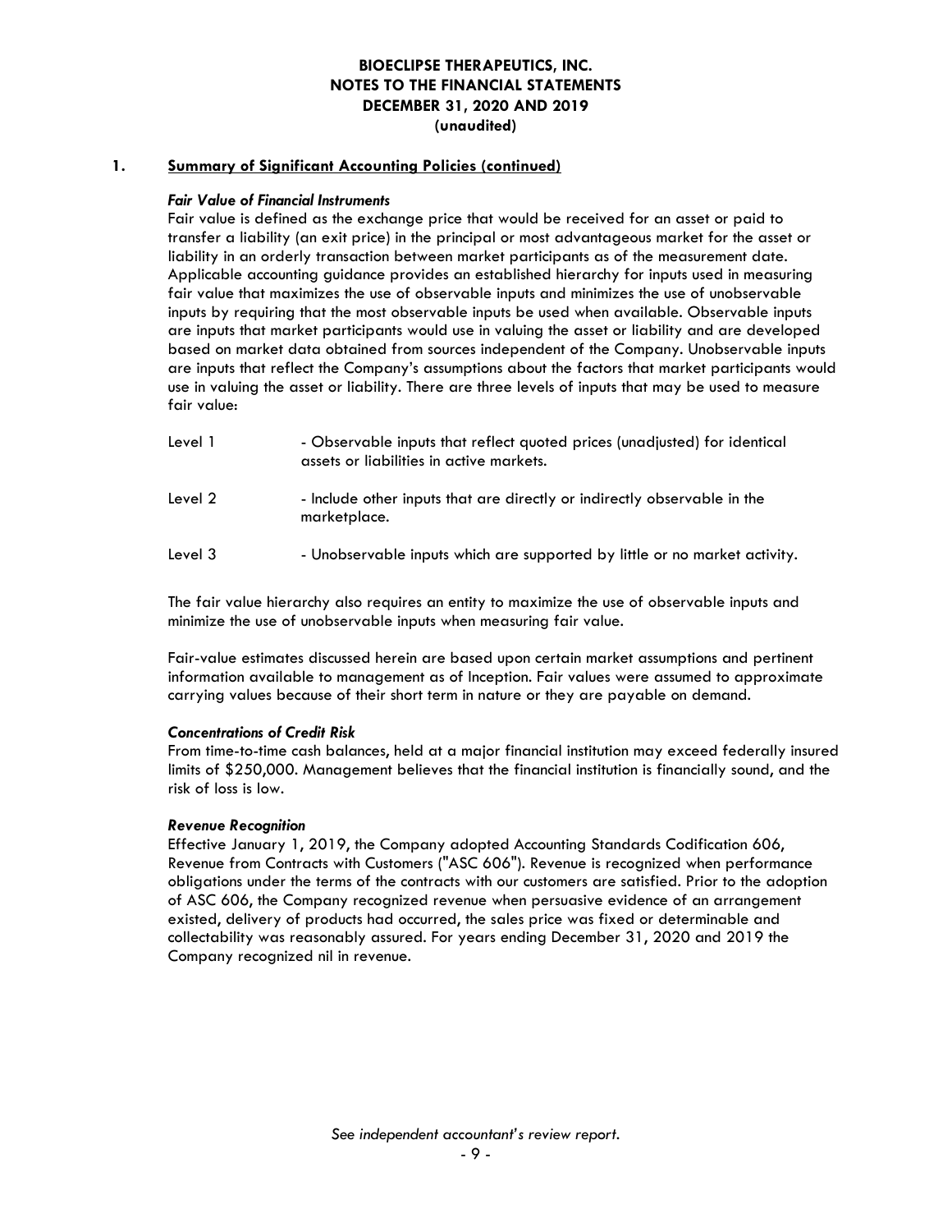## 1. Summary of Significant Accounting Policies (continued)

***Fair Value of Financial Instruments***

Fair value is defined as the exchange price that would be received for an asset or paid to transfer a liability (an exit price) in the principal or most advantageous market for the asset or liability in an orderly transaction between market participants as of the measurement date. Applicable accounting guidance provides an established hierarchy for inputs used in measuring fair value that maximizes the use of observable inputs and minimizes the use of unobservable inputs by requiring that the most observable inputs be used when available. Observable inputs are inputs that market participants would use in valuing the asset or liability and are developed based on market data obtained from sources independent of the Company. Unobservable inputs are inputs that reflect the Company's assumptions about the factors that market participants would use in valuing the asset or liability. There are three levels of inputs that may be used to measure fair value:

| | |
|---|---|
| Level 1 | - Observable inputs that reflect quoted prices (unadjusted) for identical assets or liabilities in active markets. |
| Level 2 | - Include other inputs that are directly or indirectly observable in the marketplace. |
| Level 3 | - Unobservable inputs which are supported by little or no market activity. |

The fair value hierarchy also requires an entity to maximize the use of observable inputs and minimize the use of unobservable inputs when measuring fair value.

Fair-value estimates discussed herein are based upon certain market assumptions and pertinent information available to management as of Inception. Fair values were assumed to approximate carrying values because of their short term in nature or they are payable on demand.

***Concentrations of Credit Risk***

From time-to-time cash balances, held at a major financial institution may exceed federally insured limits of $250,000. Management believes that the financial institution is financially sound, and the risk of loss is low.

***Revenue Recognition***

Effective January 1, 2019, the Company adopted Accounting Standards Codification 606, Revenue from Contracts with Customers ("ASC 606"). Revenue is recognized when performance obligations under the terms of the contracts with our customers are satisfied. Prior to the adoption of ASC 606, the Company recognized revenue when persuasive evidence of an arrangement existed, delivery of products had occurred, the sales price was fixed or determinable and collectability was reasonably assured. For years ending December 31, 2020 and 2019 the Company recognized nil in revenue.

*See independent accountant's review report.*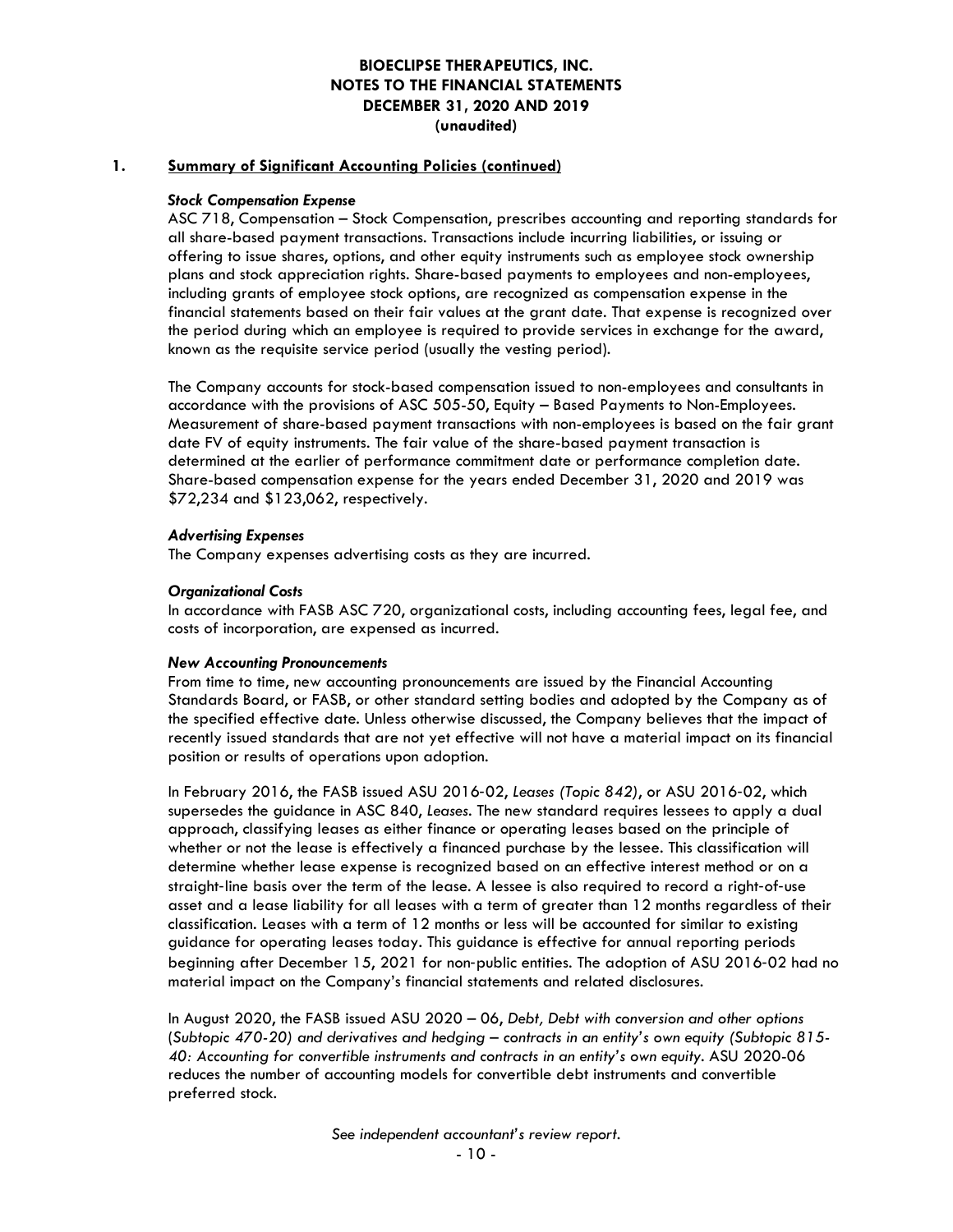**BIOECLIPSE THERAPEUTICS, INC.**
**NOTES TO THE FINANCIAL STATEMENTS**
**DECEMBER 31, 2020 AND 2019**
**(unaudited)**

## 1. Summary of Significant Accounting Policies (continued)

***Stock Compensation Expense***

ASC 718, Compensation – Stock Compensation, prescribes accounting and reporting standards for all share-based payment transactions. Transactions include incurring liabilities, or issuing or offering to issue shares, options, and other equity instruments such as employee stock ownership plans and stock appreciation rights. Share-based payments to employees and non-employees, including grants of employee stock options, are recognized as compensation expense in the financial statements based on their fair values at the grant date. That expense is recognized over the period during which an employee is required to provide services in exchange for the award, known as the requisite service period (usually the vesting period).

The Company accounts for stock-based compensation issued to non-employees and consultants in accordance with the provisions of ASC 505-50, Equity – Based Payments to Non-Employees. Measurement of share-based payment transactions with non-employees is based on the fair grant date FV of equity instruments. The fair value of the share-based payment transaction is determined at the earlier of performance commitment date or performance completion date. Share-based compensation expense for the years ended December 31, 2020 and 2019 was $72,234 and $123,062, respectively.

***Advertising Expenses***

The Company expenses advertising costs as they are incurred.

***Organizational Costs***

In accordance with FASB ASC 720, organizational costs, including accounting fees, legal fee, and costs of incorporation, are expensed as incurred.

***New Accounting Pronouncements***

From time to time, new accounting pronouncements are issued by the Financial Accounting Standards Board, or FASB, or other standard setting bodies and adopted by the Company as of the specified effective date. Unless otherwise discussed, the Company believes that the impact of recently issued standards that are not yet effective will not have a material impact on its financial position or results of operations upon adoption.

In February 2016, the FASB issued ASU 2016-02, *Leases (Topic 842)*, or ASU 2016-02, which supersedes the guidance in ASC 840, *Leases*. The new standard requires lessees to apply a dual approach, classifying leases as either finance or operating leases based on the principle of whether or not the lease is effectively a financed purchase by the lessee. This classification will determine whether lease expense is recognized based on an effective interest method or on a straight-line basis over the term of the lease. A lessee is also required to record a right-of-use asset and a lease liability for all leases with a term of greater than 12 months regardless of their classification. Leases with a term of 12 months or less will be accounted for similar to existing guidance for operating leases today. This guidance is effective for annual reporting periods beginning after December 15, 2021 for non-public entities. The adoption of ASU 2016-02 had no material impact on the Company's financial statements and related disclosures.

In August 2020, the FASB issued ASU 2020 – 06, *Debt, Debt with conversion and other options* (*Subtopic 470-20) and derivatives and hedging – contracts in an entity's own equity (Subtopic 815-40: Accounting for convertible instruments and contracts in an entity's own equity.* ASU 2020-06 reduces the number of accounting models for convertible debt instruments and convertible preferred stock.

*See independent accountant's review report.*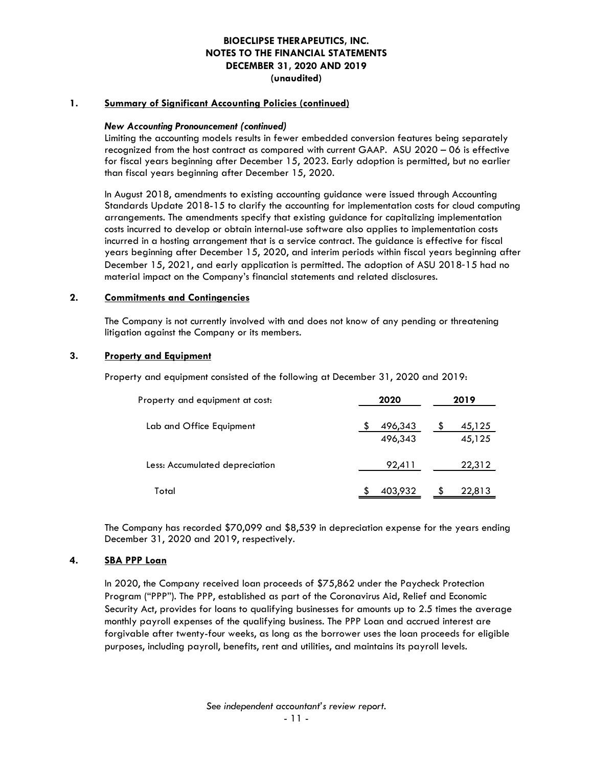BIOECLIPSE THERAPEUTICS, INC.
NOTES TO THE FINANCIAL STATEMENTS
DECEMBER 31, 2020 AND 2019
(unaudited)

## 1. Summary of Significant Accounting Policies (continued)

***New Accounting Pronouncement (continued)***

Limiting the accounting models results in fewer embedded conversion features being separately recognized from the host contract as compared with current GAAP. ASU 2020 – 06 is effective for fiscal years beginning after December 15, 2023. Early adoption is permitted, but no earlier than fiscal years beginning after December 15, 2020.

In August 2018, amendments to existing accounting guidance were issued through Accounting Standards Update 2018-15 to clarify the accounting for implementation costs for cloud computing arrangements. The amendments specify that existing guidance for capitalizing implementation costs incurred to develop or obtain internal-use software also applies to implementation costs incurred in a hosting arrangement that is a service contract. The guidance is effective for fiscal years beginning after December 15, 2020, and interim periods within fiscal years beginning after December 15, 2021, and early application is permitted. The adoption of ASU 2018-15 had no material impact on the Company's financial statements and related disclosures.

## 2. Commitments and Contingencies

The Company is not currently involved with and does not know of any pending or threatening litigation against the Company or its members.

## 3. Property and Equipment

Property and equipment consisted of the following at December 31, 2020 and 2019:

| Property and equipment at cost: | 2020 | 2019 |
|---|---|---|
| Lab and Office Equipment | $ 496,343 | $ 45,125 |
| | 496,343 | 45,125 |
| Less: Accumulated depreciation | 92,411 | 22,312 |
| Total | $ 403,932 | $ 22,813 |

The Company has recorded $70,099 and $8,539 in depreciation expense for the years ending December 31, 2020 and 2019, respectively.

## 4. SBA PPP Loan

In 2020, the Company received loan proceeds of $75,862 under the Paycheck Protection Program ("PPP"). The PPP, established as part of the Coronavirus Aid, Relief and Economic Security Act, provides for loans to qualifying businesses for amounts up to 2.5 times the average monthly payroll expenses of the qualifying business. The PPP Loan and accrued interest are forgivable after twenty-four weeks, as long as the borrower uses the loan proceeds for eligible purposes, including payroll, benefits, rent and utilities, and maintains its payroll levels.

*See independent accountant's review report.*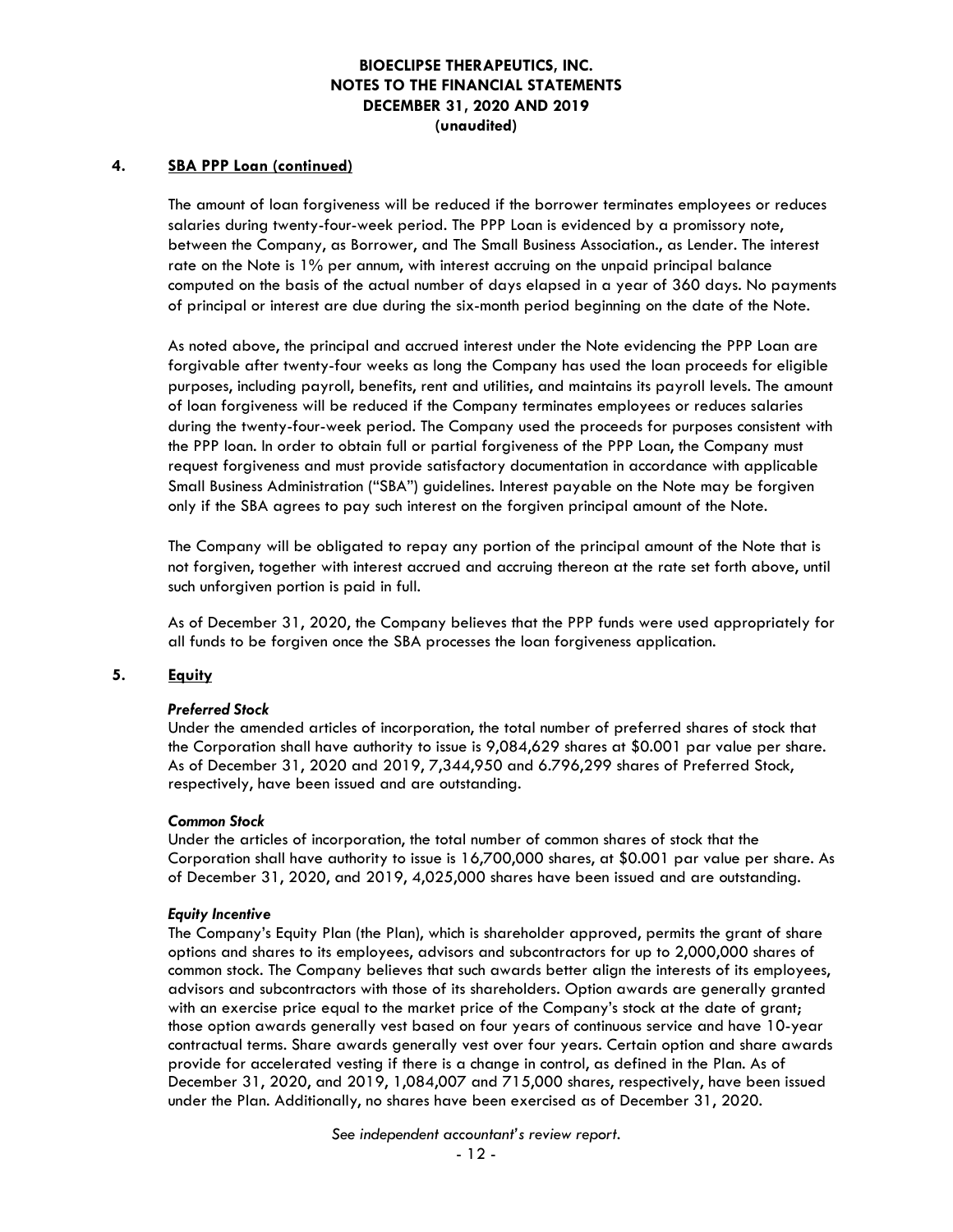## 4. SBA PPP Loan (continued)

The amount of loan forgiveness will be reduced if the borrower terminates employees or reduces salaries during twenty-four-week period. The PPP Loan is evidenced by a promissory note, between the Company, as Borrower, and The Small Business Association., as Lender. The interest rate on the Note is 1% per annum, with interest accruing on the unpaid principal balance computed on the basis of the actual number of days elapsed in a year of 360 days. No payments of principal or interest are due during the six-month period beginning on the date of the Note.

As noted above, the principal and accrued interest under the Note evidencing the PPP Loan are forgivable after twenty-four weeks as long the Company has used the loan proceeds for eligible purposes, including payroll, benefits, rent and utilities, and maintains its payroll levels. The amount of loan forgiveness will be reduced if the Company terminates employees or reduces salaries during the twenty-four-week period. The Company used the proceeds for purposes consistent with the PPP loan. In order to obtain full or partial forgiveness of the PPP Loan, the Company must request forgiveness and must provide satisfactory documentation in accordance with applicable Small Business Administration ("SBA") guidelines. Interest payable on the Note may be forgiven only if the SBA agrees to pay such interest on the forgiven principal amount of the Note.

The Company will be obligated to repay any portion of the principal amount of the Note that is not forgiven, together with interest accrued and accruing thereon at the rate set forth above, until such unforgiven portion is paid in full.

As of December 31, 2020, the Company believes that the PPP funds were used appropriately for all funds to be forgiven once the SBA processes the loan forgiveness application.

## 5. Equity

***Preferred Stock***

Under the amended articles of incorporation, the total number of preferred shares of stock that the Corporation shall have authority to issue is 9,084,629 shares at $0.001 par value per share. As of December 31, 2020 and 2019, 7,344,950 and 6.796,299 shares of Preferred Stock, respectively, have been issued and are outstanding.

***Common Stock***

Under the articles of incorporation, the total number of common shares of stock that the Corporation shall have authority to issue is 16,700,000 shares, at $0.001 par value per share. As of December 31, 2020, and 2019, 4,025,000 shares have been issued and are outstanding.

***Equity Incentive***

The Company's Equity Plan (the Plan), which is shareholder approved, permits the grant of share options and shares to its employees, advisors and subcontractors for up to 2,000,000 shares of common stock. The Company believes that such awards better align the interests of its employees, advisors and subcontractors with those of its shareholders. Option awards are generally granted with an exercise price equal to the market price of the Company's stock at the date of grant; those option awards generally vest based on four years of continuous service and have 10-year contractual terms. Share awards generally vest over four years. Certain option and share awards provide for accelerated vesting if there is a change in control, as defined in the Plan. As of December 31, 2020, and 2019, 1,084,007 and 715,000 shares, respectively, have been issued under the Plan. Additionally, no shares have been exercised as of December 31, 2020.

*See independent accountant's review report.*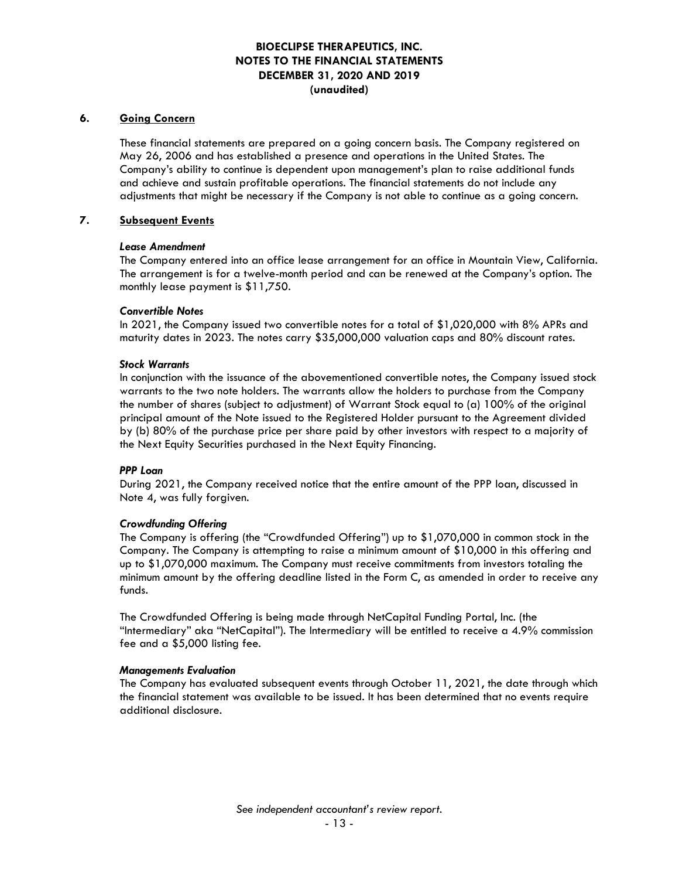**BIOECLIPSE THERAPEUTICS, INC.**
**NOTES TO THE FINANCIAL STATEMENTS**
**DECEMBER 31, 2020 AND 2019**
**(unaudited)**

## 6. Going Concern

These financial statements are prepared on a going concern basis. The Company registered on May 26, 2006 and has established a presence and operations in the United States. The Company's ability to continue is dependent upon management's plan to raise additional funds and achieve and sustain profitable operations. The financial statements do not include any adjustments that might be necessary if the Company is not able to continue as a going concern.

## 7. Subsequent Events

***Lease Amendment***

The Company entered into an office lease arrangement for an office in Mountain View, California. The arrangement is for a twelve-month period and can be renewed at the Company's option. The monthly lease payment is $11,750.

***Convertible Notes***

In 2021, the Company issued two convertible notes for a total of $1,020,000 with 8% APRs and maturity dates in 2023. The notes carry $35,000,000 valuation caps and 80% discount rates.

***Stock Warrants***

In conjunction with the issuance of the abovementioned convertible notes, the Company issued stock warrants to the two note holders. The warrants allow the holders to purchase from the Company the number of shares (subject to adjustment) of Warrant Stock equal to (a) 100% of the original principal amount of the Note issued to the Registered Holder pursuant to the Agreement divided by (b) 80% of the purchase price per share paid by other investors with respect to a majority of the Next Equity Securities purchased in the Next Equity Financing.

***PPP Loan***

During 2021, the Company received notice that the entire amount of the PPP loan, discussed in Note 4, was fully forgiven.

***Crowdfunding Offering***

The Company is offering (the "Crowdfunded Offering") up to $1,070,000 in common stock in the Company. The Company is attempting to raise a minimum amount of $10,000 in this offering and up to $1,070,000 maximum. The Company must receive commitments from investors totaling the minimum amount by the offering deadline listed in the Form C, as amended in order to receive any funds.

The Crowdfunded Offering is being made through NetCapital Funding Portal, Inc. (the "Intermediary" aka "NetCapital"). The Intermediary will be entitled to receive a 4.9% commission fee and a $5,000 listing fee.

***Managements Evaluation***

The Company has evaluated subsequent events through October 11, 2021, the date through which the financial statement was available to be issued. It has been determined that no events require additional disclosure.

*See independent accountant's review report.*